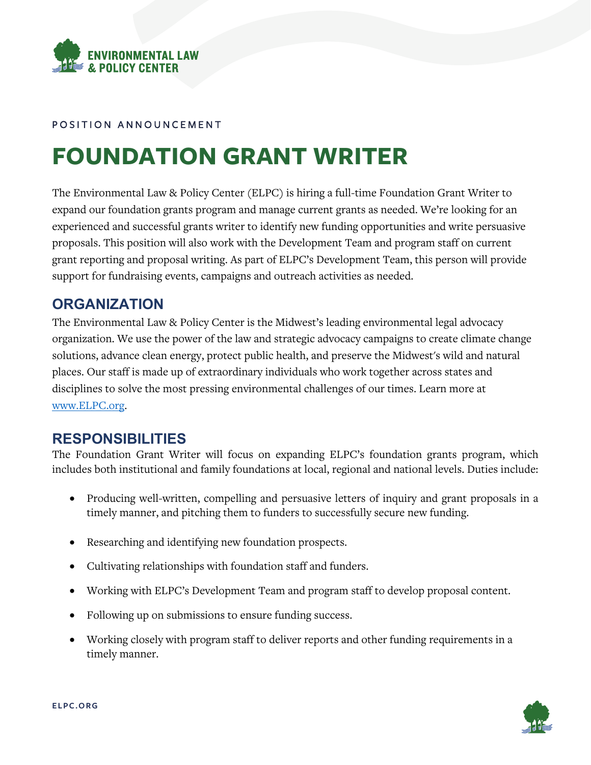POSITION ANNOUNCEMENT

# FOUNDATION GRANT WRITER

The Environmental Law & Policy Center (ELPC) is hiring a full-time Foundation Grant Writer to expand our foundation grants program and manage current grants as needed. We're looking for an experienced and successful grants writer to identify new funding opportunities and write persuasive proposals. This position will also work with the Development Team and program staff on current grant reporting and proposal writing. As part of ELPC's Development Team, this person will provide support for fundraising events, campaigns and outreach activities as needed.

## ORGANIZATION

The Environmental Law & Policy Center is the Midwest's leading environmental legal advocacy organization. We use the power of the law and strategic advocacy campaigns to create climate change solutions, advance clean energy, protect public health, and preserve the Midwest's wild and natural places. Our staff is made up of extraordinary individuals who work together across states and disciplines to solve the most pressing environmental challenges of our times. Learn more at [www.ELPC.org](http://www.ELPC.org).

## RESPONSIBILITIES

The Foundation Grant Writer will focus on expanding ELPC's foundation grants program, which includes both institutional and family foundations at local, regional and national levels. Duties include:

- Producing well-written, compelling and persuasive letters of inquiry and grant proposals in a timely manner, and pitching them to funders to successfully secure new funding.
- Researching and identifying new foundation prospects.
- Cultivating relationships with foundation staff and funders.
- Working with ELPC's Development Team and program staff to develop proposal content.
- Following up on submissions to ensure funding success.
- Working closely with program staff to deliver reports and other funding requirements in a timely manner.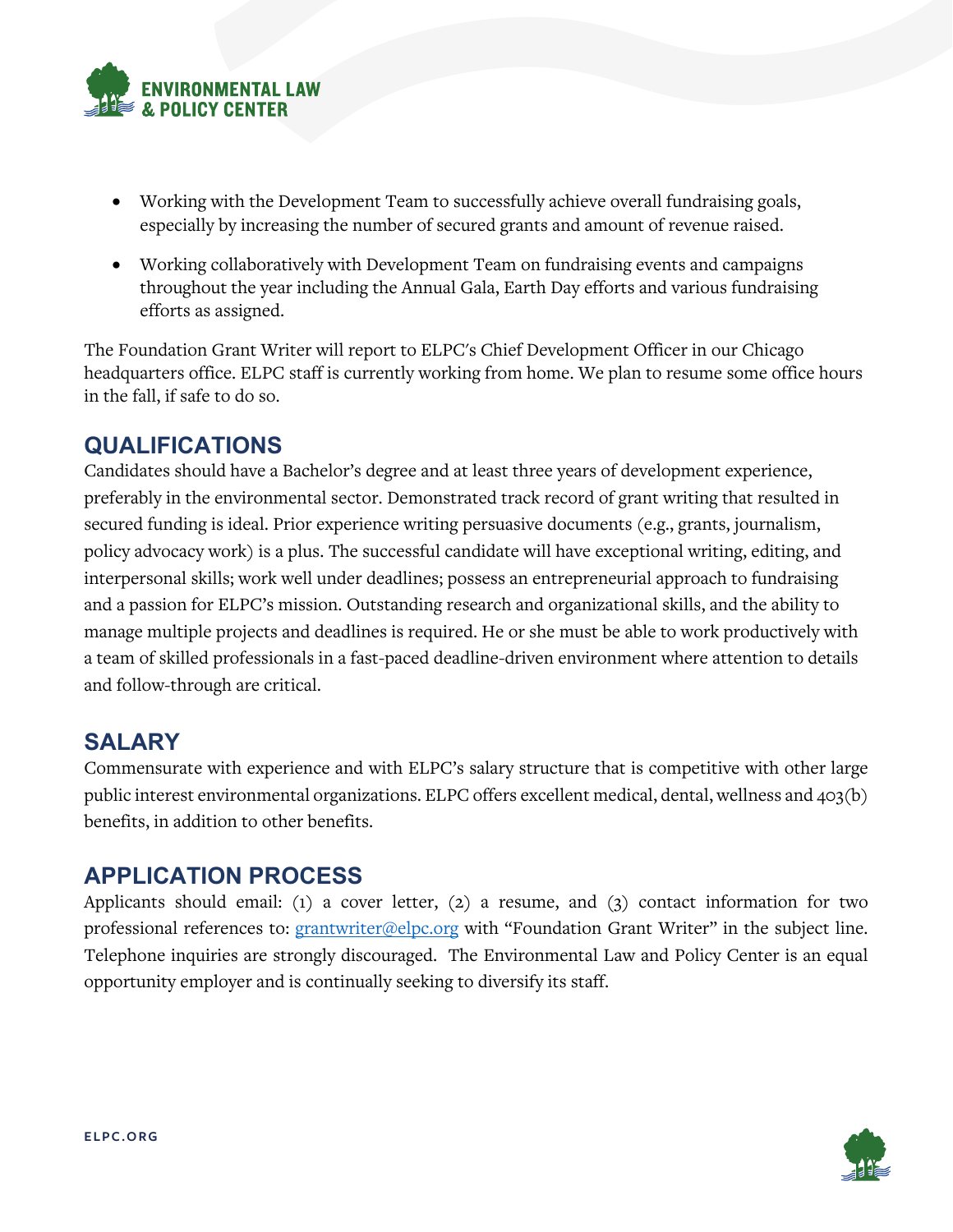- Working with the Development Team to successfully achieve overall fundraising goals, especially by increasing the number of secured grants and amount of revenue raised.
- Working collaboratively with Development Team on fundraising events and campaigns throughout the year including the Annual Gala, Earth Day efforts and various fundraising efforts as assigned.

The Foundation Grant Writer will report to ELPC's Chief Development Officer in our Chicago headquarters office. ELPC staff is currently working from home. We plan to resume some office hours in the fall, if safe to do so.

## QUALIFICATIONS

Candidates should have a Bachelor's degree and at least three years of development experience, preferably in the environmental sector. Demonstrated track record of grant writing that resulted in secured funding is ideal. Prior experience writing persuasive documents (e.g., grants, journalism, policy advocacy work) is a plus. The successful candidate will have exceptional writing, editing, and interpersonal skills; work well under deadlines; possess an entrepreneurial approach to fundraising and a passion for ELPC's mission. Outstanding research and organizational skills, and the ability to manage multiple projects and deadlines is required. He or she must be able to work productively with a team of skilled professionals in a fast-paced deadline-driven environment where attention to details and follow-through are critical.

## SALARY

Commensurate with experience and with ELPC's salary structure that is competitive with other large public interest environmental organizations. ELPC offers excellent medical, dental, wellness and 403(b) benefits, in addition to other benefits.

## APPLICATION PROCESS

Applicants should email: (1) a cover letter, (2) a resume, and (3) contact information for two professional references to: grantwriter@elpc.org with "Foundation Grant Writer" in the subject line. Telephone inquiries are strongly discouraged. The Environmental Law and Policy Center is an equal opportunity employer and is continually seeking to diversify its staff.